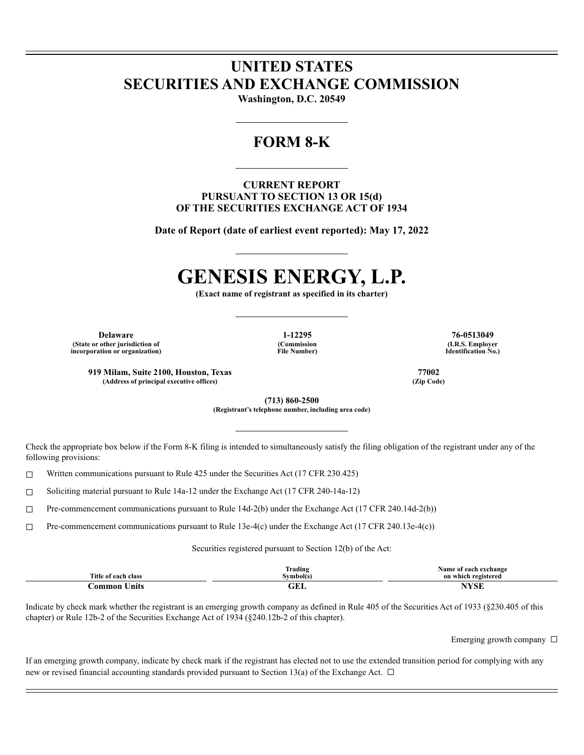# UNITED STATES
# SECURITIES AND EXCHANGE COMMISSION

**Washington, D.C. 20549**

## FORM 8-K

**CURRENT REPORT**
**PURSUANT TO SECTION 13 OR 15(d)**
**OF THE SECURITIES EXCHANGE ACT OF 1934**

**Date of Report (date of earliest event reported): May 17, 2022**

# GENESIS ENERGY, L.P.

**(Exact name of registrant as specified in its charter)**

| | | |
|---|---|---|
| **Delaware** | **1-12295** | **76-0513049** |
| **(State or other jurisdiction of incorporation or organization)** | **(Commission File Number)** | **(I.R.S. Employer Identification No.)** |

| | |
|---|---|
| **919 Milam, Suite 2100, Houston, Texas** | **77002** |
| **(Address of principal executive offices)** | **(Zip Code)** |

**(713) 860-2500**
**(Registrant's telephone number, including area code)**

Check the appropriate box below if the Form 8-K filing is intended to simultaneously satisfy the filing obligation of the registrant under any of the following provisions:

☐ Written communications pursuant to Rule 425 under the Securities Act (17 CFR 230.425)

☐ Soliciting material pursuant to Rule 14a-12 under the Exchange Act (17 CFR 240-14a-12)

☐ Pre-commencement communications pursuant to Rule 14d-2(b) under the Exchange Act (17 CFR 240.14d-2(b))

☐ Pre-commencement communications pursuant to Rule 13e-4(c) under the Exchange Act (17 CFR 240.13e-4(c))

Securities registered pursuant to Section 12(b) of the Act:

| Title of each class | Trading Symbol(s) | Name of each exchange on which registered |
|---|---|---|
| **Common Units** | **GEL** | **NYSE** |

Indicate by check mark whether the registrant is an emerging growth company as defined in Rule 405 of the Securities Act of 1933 (§230.405 of this chapter) or Rule 12b-2 of the Securities Exchange Act of 1934 (§240.12b-2 of this chapter).

Emerging growth company ☐

If an emerging growth company, indicate by check mark if the registrant has elected not to use the extended transition period for complying with any new or revised financial accounting standards provided pursuant to Section 13(a) of the Exchange Act. ☐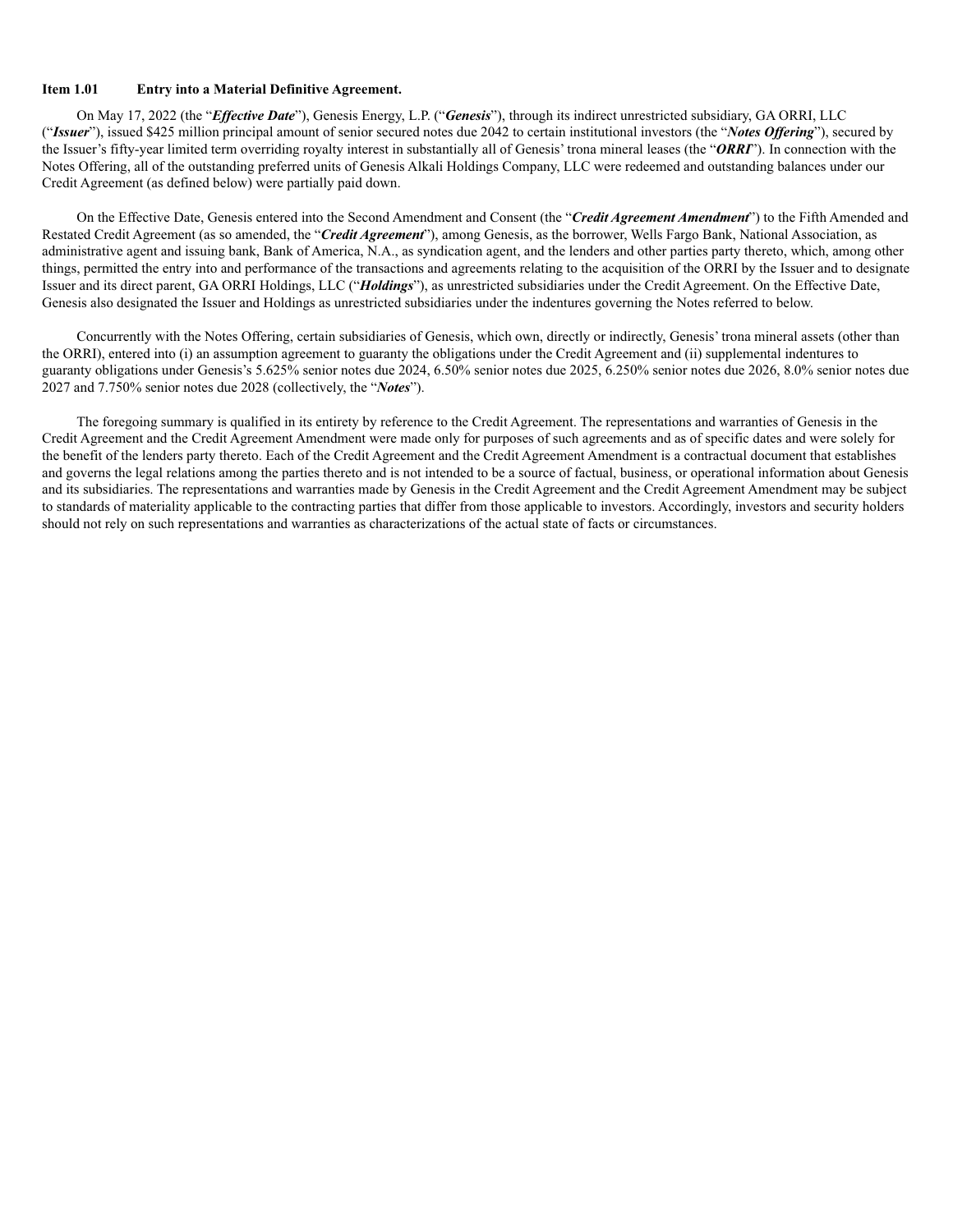**Item 1.01 Entry into a Material Definitive Agreement.**

On May 17, 2022 (the "***Effective Date***"), Genesis Energy, L.P. ("***Genesis***"), through its indirect unrestricted subsidiary, GA ORRI, LLC ("***Issuer***"), issued $425 million principal amount of senior secured notes due 2042 to certain institutional investors (the "***Notes Offering***"), secured by the Issuer's fifty-year limited term overriding royalty interest in substantially all of Genesis' trona mineral leases (the "***ORRI***"). In connection with the Notes Offering, all of the outstanding preferred units of Genesis Alkali Holdings Company, LLC were redeemed and outstanding balances under our Credit Agreement (as defined below) were partially paid down.

On the Effective Date, Genesis entered into the Second Amendment and Consent (the "***Credit Agreement Amendment***") to the Fifth Amended and Restated Credit Agreement (as so amended, the "***Credit Agreement***"), among Genesis, as the borrower, Wells Fargo Bank, National Association, as administrative agent and issuing bank, Bank of America, N.A., as syndication agent, and the lenders and other parties party thereto, which, among other things, permitted the entry into and performance of the transactions and agreements relating to the acquisition of the ORRI by the Issuer and to designate Issuer and its direct parent, GA ORRI Holdings, LLC ("***Holdings***"), as unrestricted subsidiaries under the Credit Agreement. On the Effective Date, Genesis also designated the Issuer and Holdings as unrestricted subsidiaries under the indentures governing the Notes referred to below.

Concurrently with the Notes Offering, certain subsidiaries of Genesis, which own, directly or indirectly, Genesis' trona mineral assets (other than the ORRI), entered into (i) an assumption agreement to guaranty the obligations under the Credit Agreement and (ii) supplemental indentures to guaranty obligations under Genesis's 5.625% senior notes due 2024, 6.50% senior notes due 2025, 6.250% senior notes due 2026, 8.0% senior notes due 2027 and 7.750% senior notes due 2028 (collectively, the "***Notes***").

The foregoing summary is qualified in its entirety by reference to the Credit Agreement. The representations and warranties of Genesis in the Credit Agreement and the Credit Agreement Amendment were made only for purposes of such agreements and as of specific dates and were solely for the benefit of the lenders party thereto. Each of the Credit Agreement and the Credit Agreement Amendment is a contractual document that establishes and governs the legal relations among the parties thereto and is not intended to be a source of factual, business, or operational information about Genesis and its subsidiaries. The representations and warranties made by Genesis in the Credit Agreement and the Credit Agreement Amendment may be subject to standards of materiality applicable to the contracting parties that differ from those applicable to investors. Accordingly, investors and security holders should not rely on such representations and warranties as characterizations of the actual state of facts or circumstances.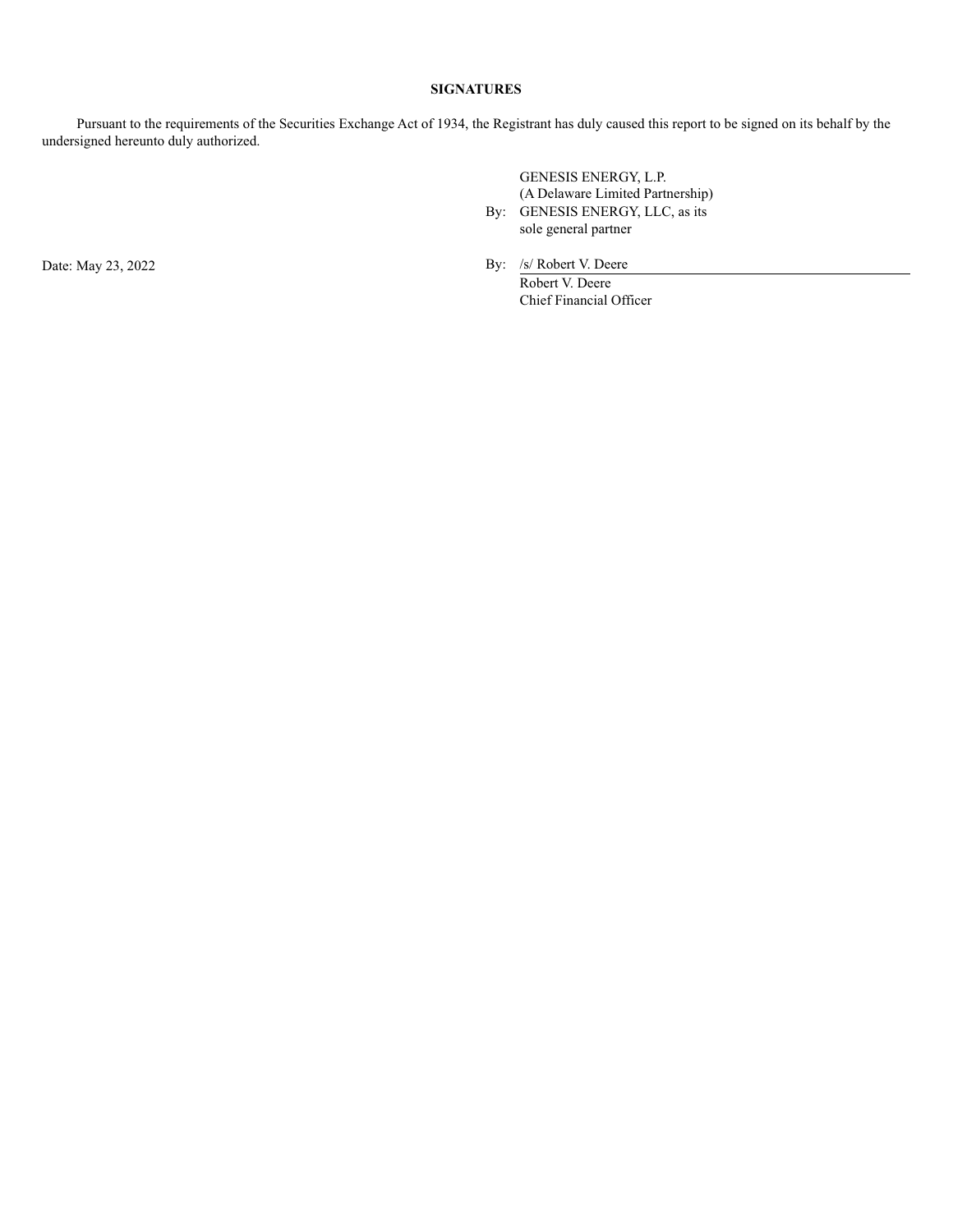**SIGNATURES**

Pursuant to the requirements of the Securities Exchange Act of 1934, the Registrant has duly caused this report to be signed on its behalf by the undersigned hereunto duly authorized.

GENESIS ENERGY, L.P.
(A Delaware Limited Partnership)
By: GENESIS ENERGY, LLC, as its sole general partner

Date: May 23, 2022

By: /s/ Robert V. Deere
Robert V. Deere
Chief Financial Officer